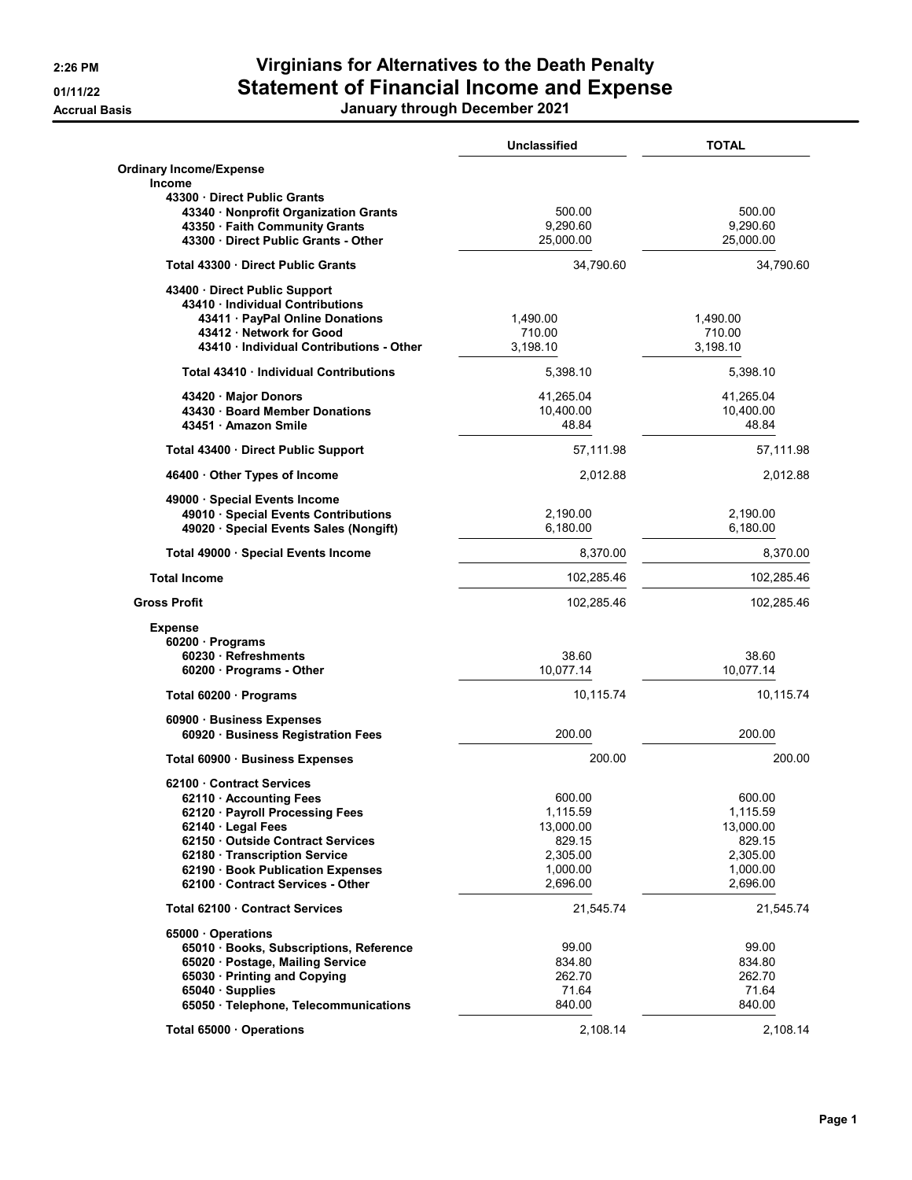# Virginians for Alternatives to the Death Penalty

## Statement of Financial Income and Expense

**January through December 2021**

2:26 PM
01/11/22
Accrual Basis

| | Unclassified | TOTAL |
|---|---|---|
| **Ordinary Income/Expense** | | |
| **Income** | | |
| **43300 · Direct Public Grants** | | |
| **43340 · Nonprofit Organization Grants** | 500.00 | 500.00 |
| **43350 · Faith Community Grants** | 9,290.60 | 9,290.60 |
| **43300 · Direct Public Grants - Other** | 25,000.00 | 25,000.00 |
| **Total 43300 · Direct Public Grants** | 34,790.60 | 34,790.60 |
| **43400 · Direct Public Support** | | |
| **43410 · Individual Contributions** | | |
| **43411 · PayPal Online Donations** | 1,490.00 | 1,490.00 |
| **43412 · Network for Good** | 710.00 | 710.00 |
| **43410 · Individual Contributions - Other** | 3,198.10 | 3,198.10 |
| **Total 43410 · Individual Contributions** | 5,398.10 | 5,398.10 |
| **43420 · Major Donors** | 41,265.04 | 41,265.04 |
| **43430 · Board Member Donations** | 10,400.00 | 10,400.00 |
| **43451 · Amazon Smile** | 48.84 | 48.84 |
| **Total 43400 · Direct Public Support** | 57,111.98 | 57,111.98 |
| **46400 · Other Types of Income** | 2,012.88 | 2,012.88 |
| **49000 · Special Events Income** | | |
| **49010 · Special Events Contributions** | 2,190.00 | 2,190.00 |
| **49020 · Special Events Sales (Nongift)** | 6,180.00 | 6,180.00 |
| **Total 49000 · Special Events Income** | 8,370.00 | 8,370.00 |
| **Total Income** | 102,285.46 | 102,285.46 |
| **Gross Profit** | 102,285.46 | 102,285.46 |
| **Expense** | | |
| **60200 · Programs** | | |
| **60230 · Refreshments** | 38.60 | 38.60 |
| **60200 · Programs - Other** | 10,077.14 | 10,077.14 |
| **Total 60200 · Programs** | 10,115.74 | 10,115.74 |
| **60900 · Business Expenses** | | |
| **60920 · Business Registration Fees** | 200.00 | 200.00 |
| **Total 60900 · Business Expenses** | 200.00 | 200.00 |
| **62100 · Contract Services** | | |
| **62110 · Accounting Fees** | 600.00 | 600.00 |
| **62120 · Payroll Processing Fees** | 1,115.59 | 1,115.59 |
| **62140 · Legal Fees** | 13,000.00 | 13,000.00 |
| **62150 · Outside Contract Services** | 829.15 | 829.15 |
| **62180 · Transcription Service** | 2,305.00 | 2,305.00 |
| **62190 · Book Publication Expenses** | 1,000.00 | 1,000.00 |
| **62100 · Contract Services - Other** | 2,696.00 | 2,696.00 |
| **Total 62100 · Contract Services** | 21,545.74 | 21,545.74 |
| **65000 · Operations** | | |
| **65010 · Books, Subscriptions, Reference** | 99.00 | 99.00 |
| **65020 · Postage, Mailing Service** | 834.80 | 834.80 |
| **65030 · Printing and Copying** | 262.70 | 262.70 |
| **65040 · Supplies** | 71.64 | 71.64 |
| **65050 · Telephone, Telecommunications** | 840.00 | 840.00 |
| **Total 65000 · Operations** | 2,108.14 | 2,108.14 |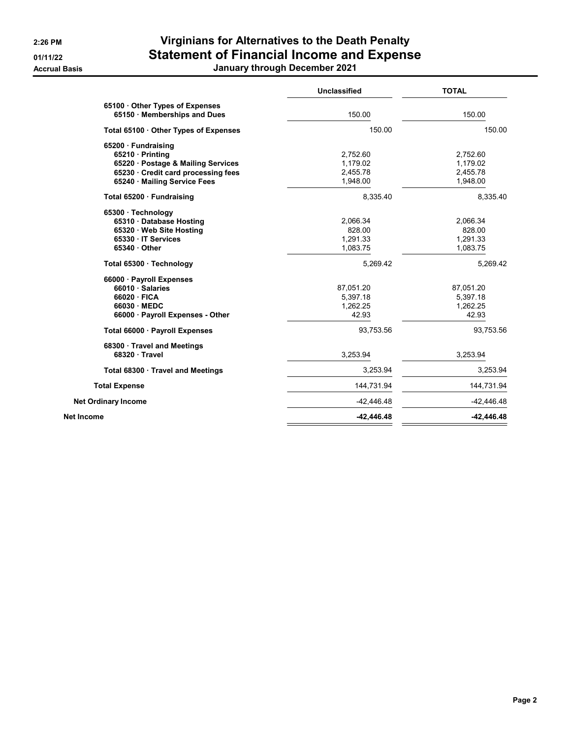# Virginians for Alternatives to the Death Penalty

## Statement of Financial Income and Expense

**January through December 2021**

2:26 PM
01/11/22
Accrual Basis

| | Unclassified | TOTAL |
|---|---|---|
| **65100 · Other Types of Expenses** | | |
| **65150 · Memberships and Dues** | 150.00 | 150.00 |
| **Total 65100 · Other Types of Expenses** | 150.00 | 150.00 |
| **65200 · Fundraising** | | |
| **65210 · Printing** | 2,752.60 | 2,752.60 |
| **65220 · Postage & Mailing Services** | 1,179.02 | 1,179.02 |
| **65230 · Credit card processing fees** | 2,455.78 | 2,455.78 |
| **65240 · Mailing Service Fees** | 1,948.00 | 1,948.00 |
| **Total 65200 · Fundraising** | 8,335.40 | 8,335.40 |
| **65300 · Technology** | | |
| **65310 · Database Hosting** | 2,066.34 | 2,066.34 |
| **65320 · Web Site Hosting** | 828.00 | 828.00 |
| **65330 · IT Services** | 1,291.33 | 1,291.33 |
| **65340 · Other** | 1,083.75 | 1,083.75 |
| **Total 65300 · Technology** | 5,269.42 | 5,269.42 |
| **66000 · Payroll Expenses** | | |
| **66010 · Salaries** | 87,051.20 | 87,051.20 |
| **66020 · FICA** | 5,397.18 | 5,397.18 |
| **66030 · MEDC** | 1,262.25 | 1,262.25 |
| **66000 · Payroll Expenses - Other** | 42.93 | 42.93 |
| **Total 66000 · Payroll Expenses** | 93,753.56 | 93,753.56 |
| **68300 · Travel and Meetings** | | |
| **68320 · Travel** | 3,253.94 | 3,253.94 |
| **Total 68300 · Travel and Meetings** | 3,253.94 | 3,253.94 |
| **Total Expense** | 144,731.94 | 144,731.94 |
| **Net Ordinary Income** | -42,446.48 | -42,446.48 |
| **Net Income** | **-42,446.48** | **-42,446.48** |